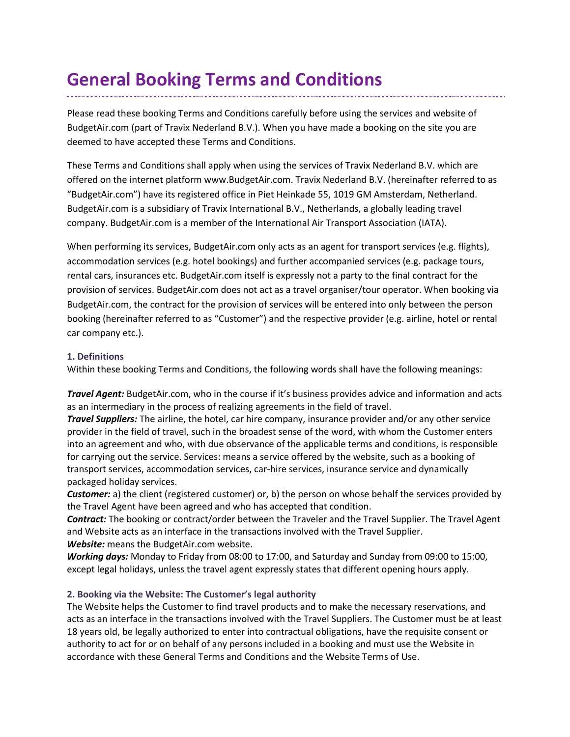# General Booking Terms and Conditions

Please read these booking Terms and Conditions carefully before using the services and website of BudgetAir.com (part of Travix Nederland B.V.). When you have made a booking on the site you are deemed to have accepted these Terms and Conditions.

These Terms and Conditions shall apply when using the services of Travix Nederland B.V. which are offered on the internet platform www.BudgetAir.com. Travix Nederland B.V. (hereinafter referred to as "BudgetAir.com") have its registered office in Piet Heinkade 55, 1019 GM Amsterdam, Netherland. BudgetAir.com is a subsidiary of Travix International B.V., Netherlands, a globally leading travel company. BudgetAir.com is a member of the International Air Transport Association (IATA).

When performing its services, BudgetAir.com only acts as an agent for transport services (e.g. flights), accommodation services (e.g. hotel bookings) and further accompanied services (e.g. package tours, rental cars, insurances etc. BudgetAir.com itself is expressly not a party to the final contract for the provision of services. BudgetAir.com does not act as a travel organiser/tour operator. When booking via BudgetAir.com, the contract for the provision of services will be entered into only between the person booking (hereinafter referred to as "Customer") and the respective provider (e.g. airline, hotel or rental car company etc.).

### 1. Definitions

Within these booking Terms and Conditions, the following words shall have the following meanings:

***Travel Agent:*** BudgetAir.com, who in the course if it's business provides advice and information and acts as an intermediary in the process of realizing agreements in the field of travel.
***Travel Suppliers:*** The airline, the hotel, car hire company, insurance provider and/or any other service provider in the field of travel, such in the broadest sense of the word, with whom the Customer enters into an agreement and who, with due observance of the applicable terms and conditions, is responsible for carrying out the service. Services: means a service offered by the website, such as a booking of transport services, accommodation services, car-hire services, insurance service and dynamically packaged holiday services.
***Customer:*** a) the client (registered customer) or, b) the person on whose behalf the services provided by the Travel Agent have been agreed and who has accepted that condition.
***Contract:*** The booking or contract/order between the Traveler and the Travel Supplier. The Travel Agent and Website acts as an interface in the transactions involved with the Travel Supplier.
***Website:*** means the BudgetAir.com website.
***Working days:*** Monday to Friday from 08:00 to 17:00, and Saturday and Sunday from 09:00 to 15:00, except legal holidays, unless the travel agent expressly states that different opening hours apply.

### 2. Booking via the Website: The Customer's legal authority

The Website helps the Customer to find travel products and to make the necessary reservations, and acts as an interface in the transactions involved with the Travel Suppliers. The Customer must be at least 18 years old, be legally authorized to enter into contractual obligations, have the requisite consent or authority to act for or on behalf of any persons included in a booking and must use the Website in accordance with these General Terms and Conditions and the Website Terms of Use.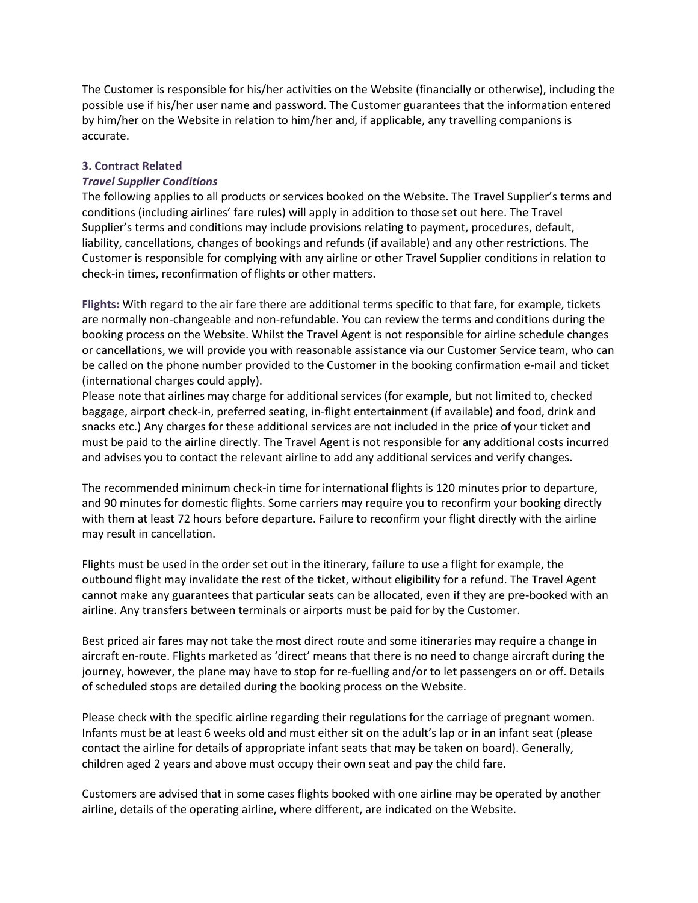The Customer is responsible for his/her activities on the Website (financially or otherwise), including the possible use if his/her user name and password. The Customer guarantees that the information entered by him/her on the Website in relation to him/her and, if applicable, any travelling companions is accurate.

### 3. Contract Related

#### *Travel Supplier Conditions*

The following applies to all products or services booked on the Website. The Travel Supplier's terms and conditions (including airlines' fare rules) will apply in addition to those set out here. The Travel Supplier's terms and conditions may include provisions relating to payment, procedures, default, liability, cancellations, changes of bookings and refunds (if available) and any other restrictions. The Customer is responsible for complying with any airline or other Travel Supplier conditions in relation to check-in times, reconfirmation of flights or other matters.

**Flights:** With regard to the air fare there are additional terms specific to that fare, for example, tickets are normally non-changeable and non-refundable. You can review the terms and conditions during the booking process on the Website. Whilst the Travel Agent is not responsible for airline schedule changes or cancellations, we will provide you with reasonable assistance via our Customer Service team, who can be called on the phone number provided to the Customer in the booking confirmation e-mail and ticket (international charges could apply).

Please note that airlines may charge for additional services (for example, but not limited to, checked baggage, airport check-in, preferred seating, in-flight entertainment (if available) and food, drink and snacks etc.) Any charges for these additional services are not included in the price of your ticket and must be paid to the airline directly. The Travel Agent is not responsible for any additional costs incurred and advises you to contact the relevant airline to add any additional services and verify changes.

The recommended minimum check-in time for international flights is 120 minutes prior to departure, and 90 minutes for domestic flights. Some carriers may require you to reconfirm your booking directly with them at least 72 hours before departure. Failure to reconfirm your flight directly with the airline may result in cancellation.

Flights must be used in the order set out in the itinerary, failure to use a flight for example, the outbound flight may invalidate the rest of the ticket, without eligibility for a refund. The Travel Agent cannot make any guarantees that particular seats can be allocated, even if they are pre-booked with an airline. Any transfers between terminals or airports must be paid for by the Customer.

Best priced air fares may not take the most direct route and some itineraries may require a change in aircraft en-route. Flights marketed as 'direct' means that there is no need to change aircraft during the journey, however, the plane may have to stop for re-fuelling and/or to let passengers on or off. Details of scheduled stops are detailed during the booking process on the Website.

Please check with the specific airline regarding their regulations for the carriage of pregnant women. Infants must be at least 6 weeks old and must either sit on the adult's lap or in an infant seat (please contact the airline for details of appropriate infant seats that may be taken on board). Generally, children aged 2 years and above must occupy their own seat and pay the child fare.

Customers are advised that in some cases flights booked with one airline may be operated by another airline, details of the operating airline, where different, are indicated on the Website.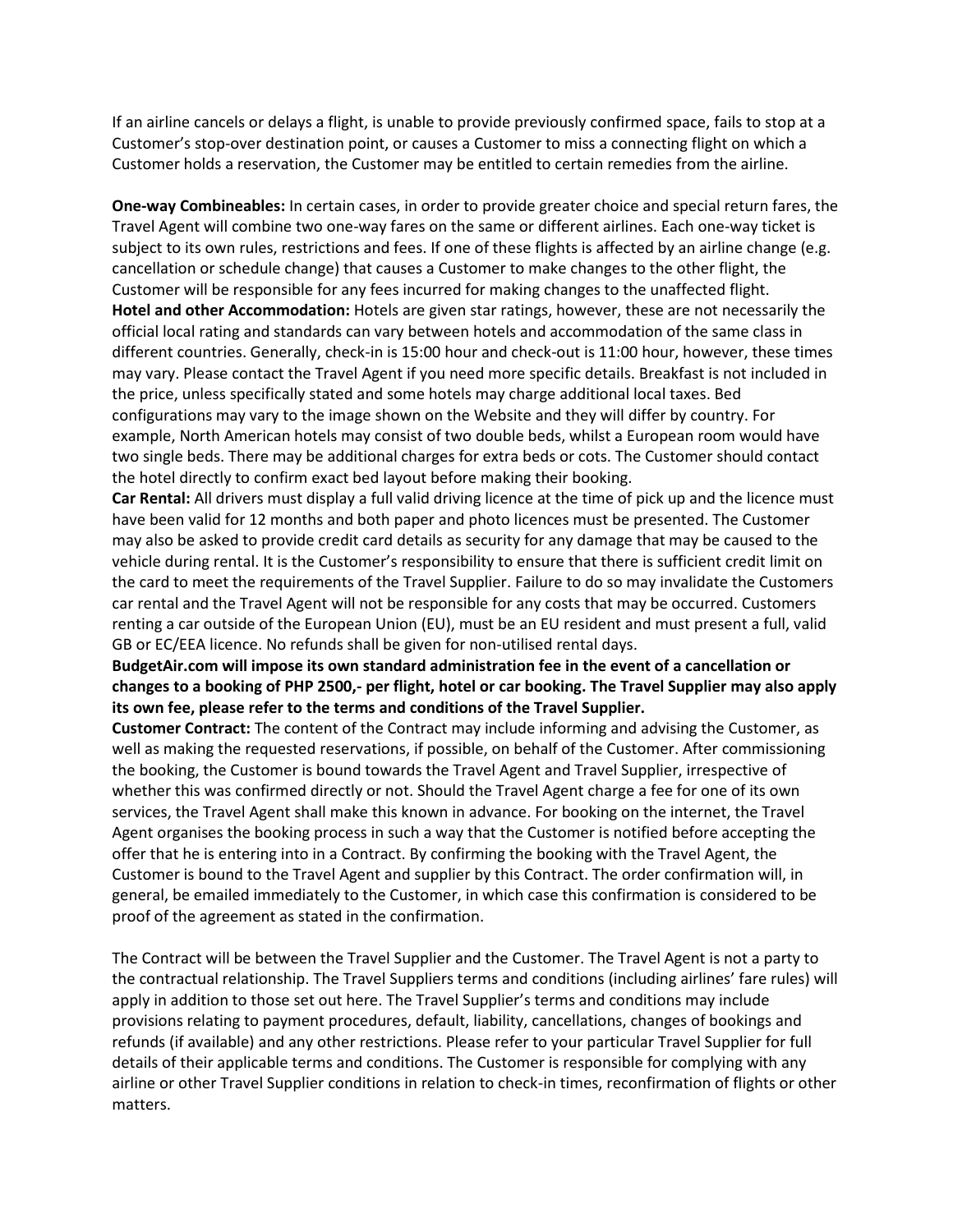If an airline cancels or delays a flight, is unable to provide previously confirmed space, fails to stop at a Customer's stop-over destination point, or causes a Customer to miss a connecting flight on which a Customer holds a reservation, the Customer may be entitled to certain remedies from the airline.

**One-way Combineables:** In certain cases, in order to provide greater choice and special return fares, the Travel Agent will combine two one-way fares on the same or different airlines. Each one-way ticket is subject to its own rules, restrictions and fees. If one of these flights is affected by an airline change (e.g. cancellation or schedule change) that causes a Customer to make changes to the other flight, the Customer will be responsible for any fees incurred for making changes to the unaffected flight.

**Hotel and other Accommodation:** Hotels are given star ratings, however, these are not necessarily the official local rating and standards can vary between hotels and accommodation of the same class in different countries. Generally, check-in is 15:00 hour and check-out is 11:00 hour, however, these times may vary. Please contact the Travel Agent if you need more specific details. Breakfast is not included in the price, unless specifically stated and some hotels may charge additional local taxes. Bed configurations may vary to the image shown on the Website and they will differ by country. For example, North American hotels may consist of two double beds, whilst a European room would have two single beds. There may be additional charges for extra beds or cots. The Customer should contact the hotel directly to confirm exact bed layout before making their booking.

**Car Rental:** All drivers must display a full valid driving licence at the time of pick up and the licence must have been valid for 12 months and both paper and photo licences must be presented. The Customer may also be asked to provide credit card details as security for any damage that may be caused to the vehicle during rental. It is the Customer's responsibility to ensure that there is sufficient credit limit on the card to meet the requirements of the Travel Supplier. Failure to do so may invalidate the Customers car rental and the Travel Agent will not be responsible for any costs that may be occurred. Customers renting a car outside of the European Union (EU), must be an EU resident and must present a full, valid GB or EC/EEA licence. No refunds shall be given for non-utilised rental days.

**BudgetAir.com will impose its own standard administration fee in the event of a cancellation or changes to a booking of PHP 2500,- per flight, hotel or car booking. The Travel Supplier may also apply its own fee, please refer to the terms and conditions of the Travel Supplier.**

**Customer Contract:** The content of the Contract may include informing and advising the Customer, as well as making the requested reservations, if possible, on behalf of the Customer. After commissioning the booking, the Customer is bound towards the Travel Agent and Travel Supplier, irrespective of whether this was confirmed directly or not. Should the Travel Agent charge a fee for one of its own services, the Travel Agent shall make this known in advance. For booking on the internet, the Travel Agent organises the booking process in such a way that the Customer is notified before accepting the offer that he is entering into in a Contract. By confirming the booking with the Travel Agent, the Customer is bound to the Travel Agent and supplier by this Contract. The order confirmation will, in general, be emailed immediately to the Customer, in which case this confirmation is considered to be proof of the agreement as stated in the confirmation.

The Contract will be between the Travel Supplier and the Customer. The Travel Agent is not a party to the contractual relationship. The Travel Suppliers terms and conditions (including airlines' fare rules) will apply in addition to those set out here. The Travel Supplier's terms and conditions may include provisions relating to payment procedures, default, liability, cancellations, changes of bookings and refunds (if available) and any other restrictions. Please refer to your particular Travel Supplier for full details of their applicable terms and conditions. The Customer is responsible for complying with any airline or other Travel Supplier conditions in relation to check-in times, reconfirmation of flights or other matters.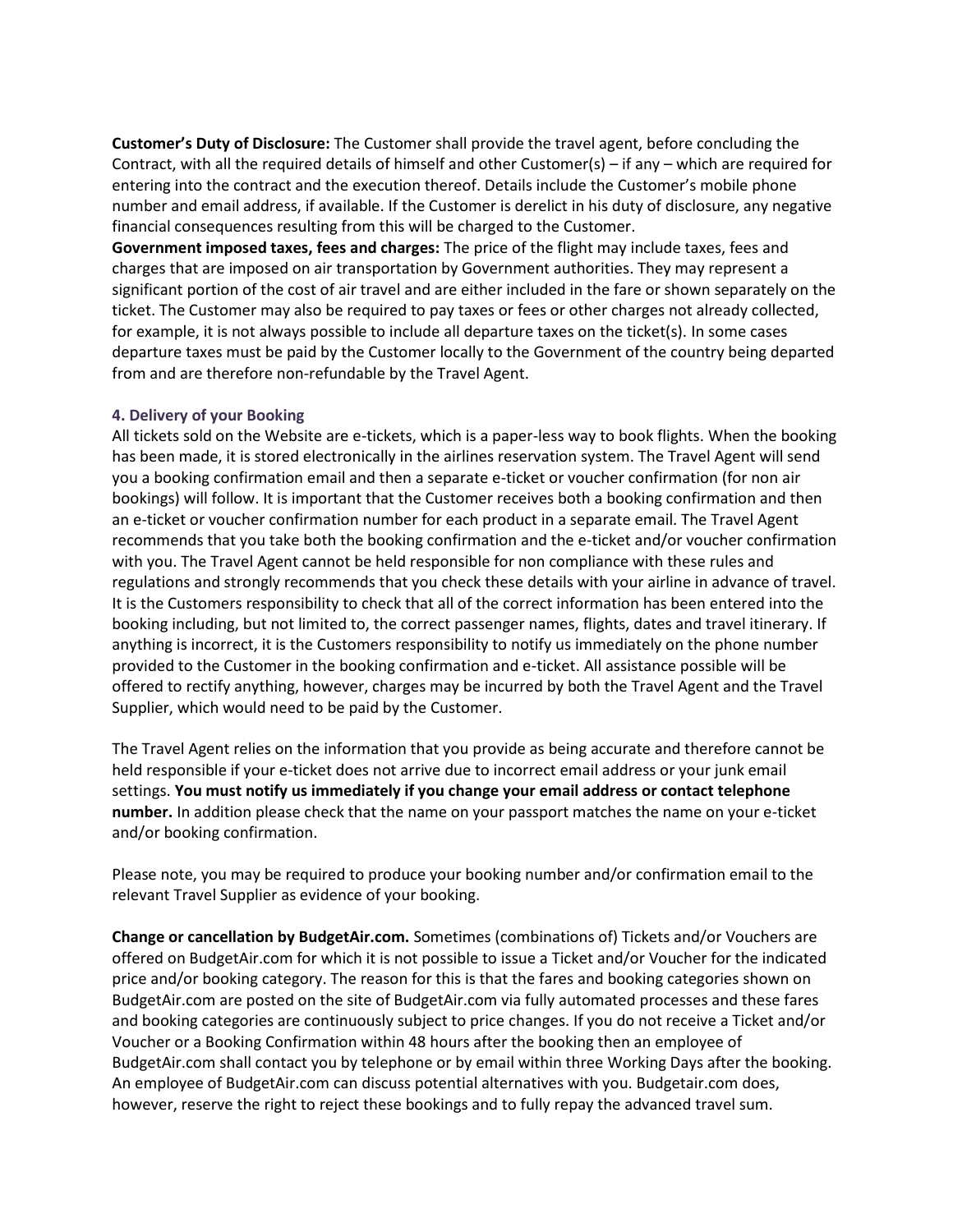**Customer's Duty of Disclosure:** The Customer shall provide the travel agent, before concluding the Contract, with all the required details of himself and other Customer(s) – if any – which are required for entering into the contract and the execution thereof. Details include the Customer's mobile phone number and email address, if available. If the Customer is derelict in his duty of disclosure, any negative financial consequences resulting from this will be charged to the Customer.

**Government imposed taxes, fees and charges:** The price of the flight may include taxes, fees and charges that are imposed on air transportation by Government authorities. They may represent a significant portion of the cost of air travel and are either included in the fare or shown separately on the ticket. The Customer may also be required to pay taxes or fees or other charges not already collected, for example, it is not always possible to include all departure taxes on the ticket(s). In some cases departure taxes must be paid by the Customer locally to the Government of the country being departed from and are therefore non-refundable by the Travel Agent.

### 4. Delivery of your Booking

All tickets sold on the Website are e-tickets, which is a paper-less way to book flights. When the booking has been made, it is stored electronically in the airlines reservation system. The Travel Agent will send you a booking confirmation email and then a separate e-ticket or voucher confirmation (for non air bookings) will follow. It is important that the Customer receives both a booking confirmation and then an e-ticket or voucher confirmation number for each product in a separate email. The Travel Agent recommends that you take both the booking confirmation and the e-ticket and/or voucher confirmation with you. The Travel Agent cannot be held responsible for non compliance with these rules and regulations and strongly recommends that you check these details with your airline in advance of travel. It is the Customers responsibility to check that all of the correct information has been entered into the booking including, but not limited to, the correct passenger names, flights, dates and travel itinerary. If anything is incorrect, it is the Customers responsibility to notify us immediately on the phone number provided to the Customer in the booking confirmation and e-ticket. All assistance possible will be offered to rectify anything, however, charges may be incurred by both the Travel Agent and the Travel Supplier, which would need to be paid by the Customer.

The Travel Agent relies on the information that you provide as being accurate and therefore cannot be held responsible if your e-ticket does not arrive due to incorrect email address or your junk email settings. **You must notify us immediately if you change your email address or contact telephone number.** In addition please check that the name on your passport matches the name on your e-ticket and/or booking confirmation.

Please note, you may be required to produce your booking number and/or confirmation email to the relevant Travel Supplier as evidence of your booking.

**Change or cancellation by BudgetAir.com.** Sometimes (combinations of) Tickets and/or Vouchers are offered on BudgetAir.com for which it is not possible to issue a Ticket and/or Voucher for the indicated price and/or booking category. The reason for this is that the fares and booking categories shown on BudgetAir.com are posted on the site of BudgetAir.com via fully automated processes and these fares and booking categories are continuously subject to price changes. If you do not receive a Ticket and/or Voucher or a Booking Confirmation within 48 hours after the booking then an employee of BudgetAir.com shall contact you by telephone or by email within three Working Days after the booking. An employee of BudgetAir.com can discuss potential alternatives with you. Budgetair.com does, however, reserve the right to reject these bookings and to fully repay the advanced travel sum.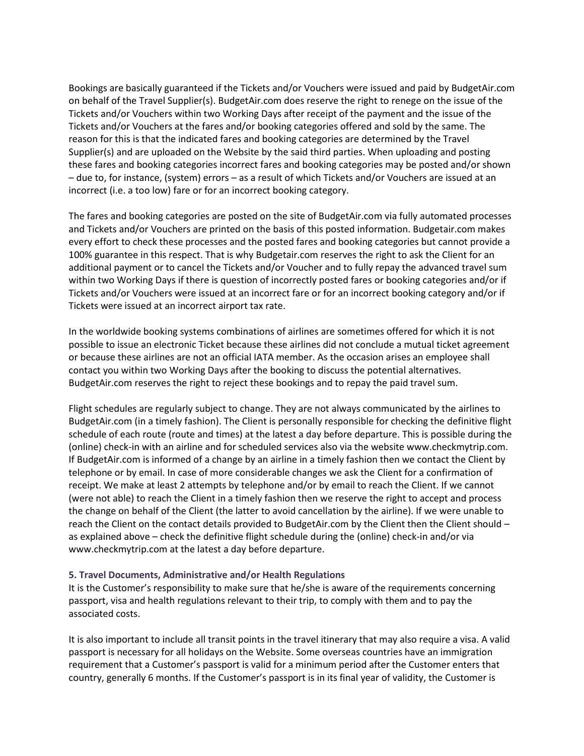Bookings are basically guaranteed if the Tickets and/or Vouchers were issued and paid by BudgetAir.com on behalf of the Travel Supplier(s). BudgetAir.com does reserve the right to renege on the issue of the Tickets and/or Vouchers within two Working Days after receipt of the payment and the issue of the Tickets and/or Vouchers at the fares and/or booking categories offered and sold by the same. The reason for this is that the indicated fares and booking categories are determined by the Travel Supplier(s) and are uploaded on the Website by the said third parties. When uploading and posting these fares and booking categories incorrect fares and booking categories may be posted and/or shown – due to, for instance, (system) errors – as a result of which Tickets and/or Vouchers are issued at an incorrect (i.e. a too low) fare or for an incorrect booking category.

The fares and booking categories are posted on the site of BudgetAir.com via fully automated processes and Tickets and/or Vouchers are printed on the basis of this posted information. Budgetair.com makes every effort to check these processes and the posted fares and booking categories but cannot provide a 100% guarantee in this respect. That is why Budgetair.com reserves the right to ask the Client for an additional payment or to cancel the Tickets and/or Voucher and to fully repay the advanced travel sum within two Working Days if there is question of incorrectly posted fares or booking categories and/or if Tickets and/or Vouchers were issued at an incorrect fare or for an incorrect booking category and/or if Tickets were issued at an incorrect airport tax rate.

In the worldwide booking systems combinations of airlines are sometimes offered for which it is not possible to issue an electronic Ticket because these airlines did not conclude a mutual ticket agreement or because these airlines are not an official IATA member. As the occasion arises an employee shall contact you within two Working Days after the booking to discuss the potential alternatives. BudgetAir.com reserves the right to reject these bookings and to repay the paid travel sum.

Flight schedules are regularly subject to change. They are not always communicated by the airlines to BudgetAir.com (in a timely fashion). The Client is personally responsible for checking the definitive flight schedule of each route (route and times) at the latest a day before departure. This is possible during the (online) check-in with an airline and for scheduled services also via the website www.checkmytrip.com. If BudgetAir.com is informed of a change by an airline in a timely fashion then we contact the Client by telephone or by email. In case of more considerable changes we ask the Client for a confirmation of receipt. We make at least 2 attempts by telephone and/or by email to reach the Client. If we cannot (were not able) to reach the Client in a timely fashion then we reserve the right to accept and process the change on behalf of the Client (the latter to avoid cancellation by the airline). If we were unable to reach the Client on the contact details provided to BudgetAir.com by the Client then the Client should – as explained above – check the definitive flight schedule during the (online) check-in and/or via www.checkmytrip.com at the latest a day before departure.

### 5. Travel Documents, Administrative and/or Health Regulations

It is the Customer's responsibility to make sure that he/she is aware of the requirements concerning passport, visa and health regulations relevant to their trip, to comply with them and to pay the associated costs.

It is also important to include all transit points in the travel itinerary that may also require a visa. A valid passport is necessary for all holidays on the Website. Some overseas countries have an immigration requirement that a Customer's passport is valid for a minimum period after the Customer enters that country, generally 6 months. If the Customer's passport is in its final year of validity, the Customer is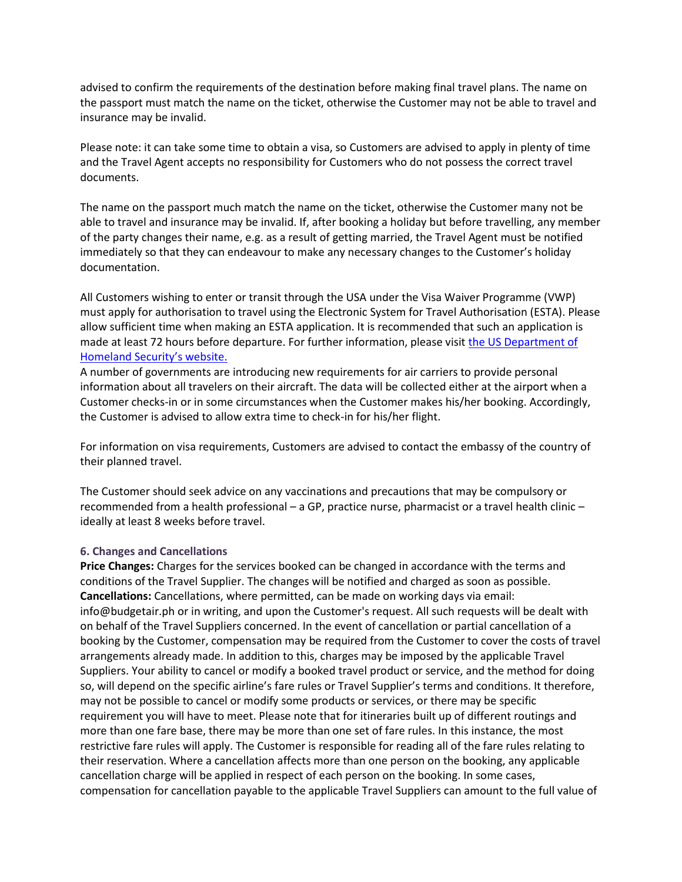advised to confirm the requirements of the destination before making final travel plans. The name on the passport must match the name on the ticket, otherwise the Customer may not be able to travel and insurance may be invalid.

Please note: it can take some time to obtain a visa, so Customers are advised to apply in plenty of time and the Travel Agent accepts no responsibility for Customers who do not possess the correct travel documents.

The name on the passport much match the name on the ticket, otherwise the Customer many not be able to travel and insurance may be invalid. If, after booking a holiday but before travelling, any member of the party changes their name, e.g. as a result of getting married, the Travel Agent must be notified immediately so that they can endeavour to make any necessary changes to the Customer's holiday documentation.

All Customers wishing to enter or transit through the USA under the Visa Waiver Programme (VWP) must apply for authorisation to travel using the Electronic System for Travel Authorisation (ESTA). Please allow sufficient time when making an ESTA application. It is recommended that such an application is made at least 72 hours before departure. For further information, please visit the US Department of Homeland Security's website.
A number of governments are introducing new requirements for air carriers to provide personal information about all travelers on their aircraft. The data will be collected either at the airport when a Customer checks-in or in some circumstances when the Customer makes his/her booking. Accordingly, the Customer is advised to allow extra time to check-in for his/her flight.

For information on visa requirements, Customers are advised to contact the embassy of the country of their planned travel.

The Customer should seek advice on any vaccinations and precautions that may be compulsory or recommended from a health professional – a GP, practice nurse, pharmacist or a travel health clinic – ideally at least 8 weeks before travel.

### 6. Changes and Cancellations

**Price Changes:** Charges for the services booked can be changed in accordance with the terms and conditions of the Travel Supplier. The changes will be notified and charged as soon as possible.
**Cancellations:** Cancellations, where permitted, can be made on working days via email: info@budgetair.ph or in writing, and upon the Customer's request. All such requests will be dealt with on behalf of the Travel Suppliers concerned. In the event of cancellation or partial cancellation of a booking by the Customer, compensation may be required from the Customer to cover the costs of travel arrangements already made. In addition to this, charges may be imposed by the applicable Travel Suppliers. Your ability to cancel or modify a booked travel product or service, and the method for doing so, will depend on the specific airline's fare rules or Travel Supplier's terms and conditions. It therefore, may not be possible to cancel or modify some products or services, or there may be specific requirement you will have to meet. Please note that for itineraries built up of different routings and more than one fare base, there may be more than one set of fare rules. In this instance, the most restrictive fare rules will apply. The Customer is responsible for reading all of the fare rules relating to their reservation. Where a cancellation affects more than one person on the booking, any applicable cancellation charge will be applied in respect of each person on the booking. In some cases, compensation for cancellation payable to the applicable Travel Suppliers can amount to the full value of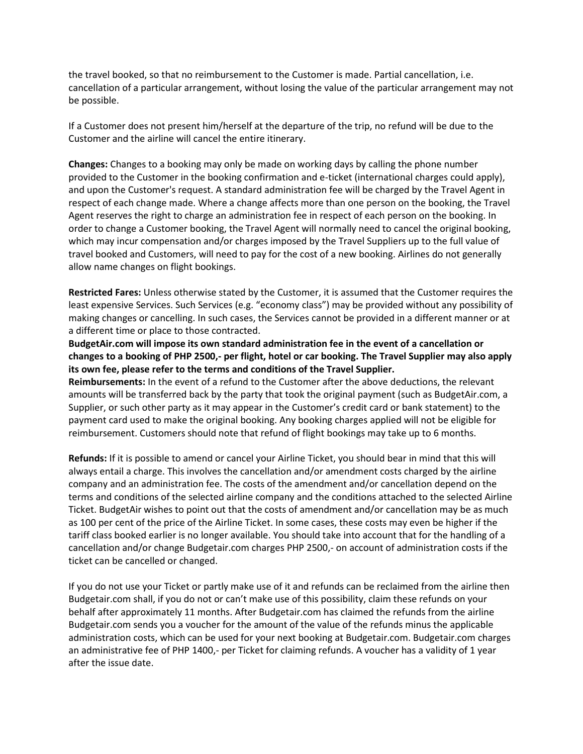the travel booked, so that no reimbursement to the Customer is made. Partial cancellation, i.e. cancellation of a particular arrangement, without losing the value of the particular arrangement may not be possible.

If a Customer does not present him/herself at the departure of the trip, no refund will be due to the Customer and the airline will cancel the entire itinerary.

**Changes:** Changes to a booking may only be made on working days by calling the phone number provided to the Customer in the booking confirmation and e-ticket (international charges could apply), and upon the Customer's request. A standard administration fee will be charged by the Travel Agent in respect of each change made. Where a change affects more than one person on the booking, the Travel Agent reserves the right to charge an administration fee in respect of each person on the booking. In order to change a Customer booking, the Travel Agent will normally need to cancel the original booking, which may incur compensation and/or charges imposed by the Travel Suppliers up to the full value of travel booked and Customers, will need to pay for the cost of a new booking. Airlines do not generally allow name changes on flight bookings.

**Restricted Fares:** Unless otherwise stated by the Customer, it is assumed that the Customer requires the least expensive Services. Such Services (e.g. "economy class") may be provided without any possibility of making changes or cancelling. In such cases, the Services cannot be provided in a different manner or at a different time or place to those contracted.

**BudgetAir.com will impose its own standard administration fee in the event of a cancellation or changes to a booking of PHP 2500,- per flight, hotel or car booking. The Travel Supplier may also apply its own fee, please refer to the terms and conditions of the Travel Supplier.**

**Reimbursements:** In the event of a refund to the Customer after the above deductions, the relevant amounts will be transferred back by the party that took the original payment (such as BudgetAir.com, a Supplier, or such other party as it may appear in the Customer's credit card or bank statement) to the payment card used to make the original booking. Any booking charges applied will not be eligible for reimbursement. Customers should note that refund of flight bookings may take up to 6 months.

**Refunds:** If it is possible to amend or cancel your Airline Ticket, you should bear in mind that this will always entail a charge. This involves the cancellation and/or amendment costs charged by the airline company and an administration fee. The costs of the amendment and/or cancellation depend on the terms and conditions of the selected airline company and the conditions attached to the selected Airline Ticket. BudgetAir wishes to point out that the costs of amendment and/or cancellation may be as much as 100 per cent of the price of the Airline Ticket. In some cases, these costs may even be higher if the tariff class booked earlier is no longer available. You should take into account that for the handling of a cancellation and/or change Budgetair.com charges PHP 2500,- on account of administration costs if the ticket can be cancelled or changed.

If you do not use your Ticket or partly make use of it and refunds can be reclaimed from the airline then Budgetair.com shall, if you do not or can't make use of this possibility, claim these refunds on your behalf after approximately 11 months. After Budgetair.com has claimed the refunds from the airline Budgetair.com sends you a voucher for the amount of the value of the refunds minus the applicable administration costs, which can be used for your next booking at Budgetair.com. Budgetair.com charges an administrative fee of PHP 1400,- per Ticket for claiming refunds. A voucher has a validity of 1 year after the issue date.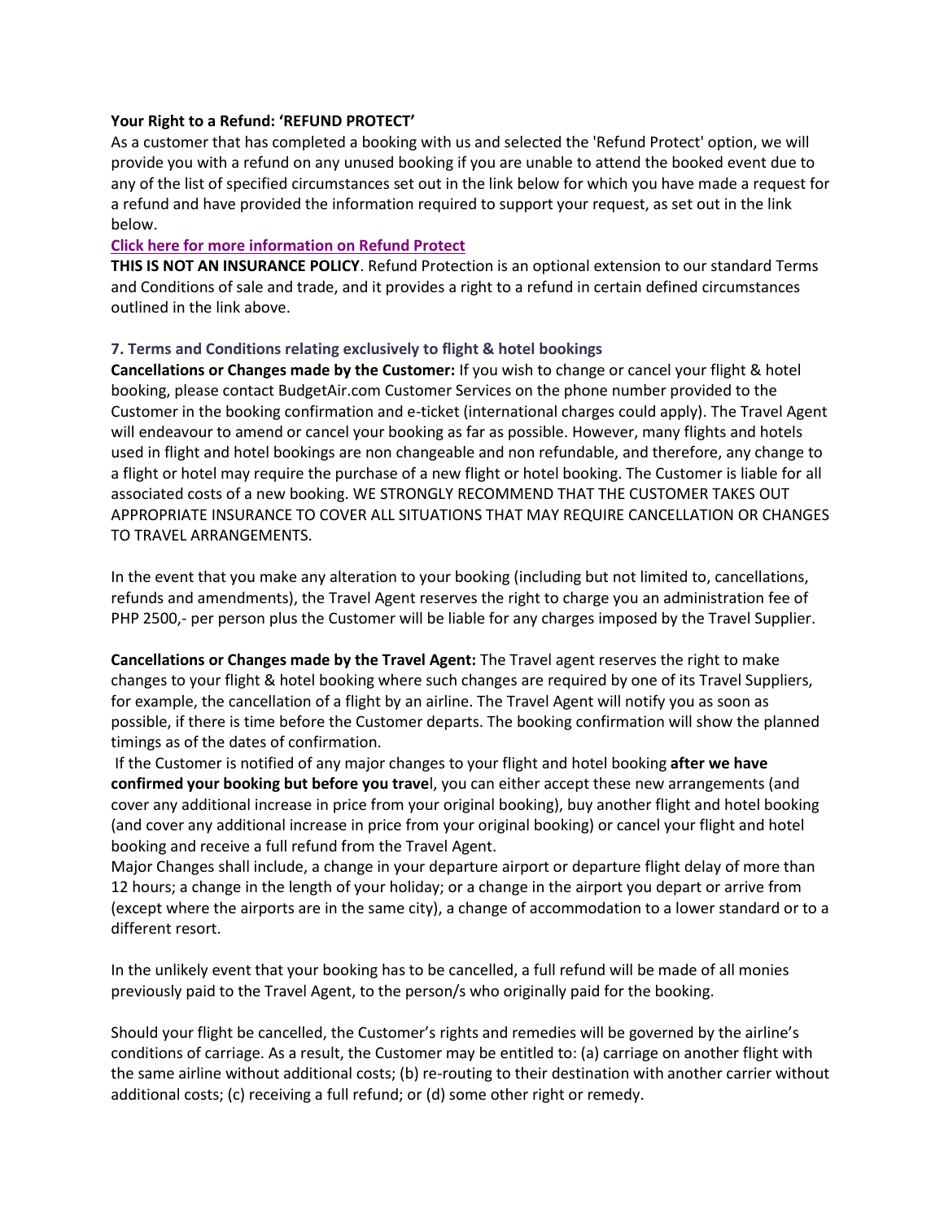**Your Right to a Refund: 'REFUND PROTECT'**

As a customer that has completed a booking with us and selected the 'Refund Protect' option, we will provide you with a refund on any unused booking if you are unable to attend the booked event due to any of the list of specified circumstances set out in the link below for which you have made a request for a refund and have provided the information required to support your request, as set out in the link below.

**Click here for more information on Refund Protect**

**THIS IS NOT AN INSURANCE POLICY**. Refund Protection is an optional extension to our standard Terms and Conditions of sale and trade, and it provides a right to a refund in certain defined circumstances outlined in the link above.

### 7. Terms and Conditions relating exclusively to flight & hotel bookings

**Cancellations or Changes made by the Customer:** If you wish to change or cancel your flight & hotel booking, please contact BudgetAir.com Customer Services on the phone number provided to the Customer in the booking confirmation and e-ticket (international charges could apply). The Travel Agent will endeavour to amend or cancel your booking as far as possible. However, many flights and hotels used in flight and hotel bookings are non changeable and non refundable, and therefore, any change to a flight or hotel may require the purchase of a new flight or hotel booking. The Customer is liable for all associated costs of a new booking. WE STRONGLY RECOMMEND THAT THE CUSTOMER TAKES OUT APPROPRIATE INSURANCE TO COVER ALL SITUATIONS THAT MAY REQUIRE CANCELLATION OR CHANGES TO TRAVEL ARRANGEMENTS.

In the event that you make any alteration to your booking (including but not limited to, cancellations, refunds and amendments), the Travel Agent reserves the right to charge you an administration fee of PHP 2500,- per person plus the Customer will be liable for any charges imposed by the Travel Supplier.

**Cancellations or Changes made by the Travel Agent:** The Travel agent reserves the right to make changes to your flight & hotel booking where such changes are required by one of its Travel Suppliers, for example, the cancellation of a flight by an airline. The Travel Agent will notify you as soon as possible, if there is time before the Customer departs. The booking confirmation will show the planned timings as of the dates of confirmation.

If the Customer is notified of any major changes to your flight and hotel booking **after we have confirmed your booking but before you travel**, you can either accept these new arrangements (and cover any additional increase in price from your original booking), buy another flight and hotel booking (and cover any additional increase in price from your original booking) or cancel your flight and hotel booking and receive a full refund from the Travel Agent.

Major Changes shall include, a change in your departure airport or departure flight delay of more than 12 hours; a change in the length of your holiday; or a change in the airport you depart or arrive from (except where the airports are in the same city), a change of accommodation to a lower standard or to a different resort.

In the unlikely event that your booking has to be cancelled, a full refund will be made of all monies previously paid to the Travel Agent, to the person/s who originally paid for the booking.

Should your flight be cancelled, the Customer's rights and remedies will be governed by the airline's conditions of carriage. As a result, the Customer may be entitled to: (a) carriage on another flight with the same airline without additional costs; (b) re-routing to their destination with another carrier without additional costs; (c) receiving a full refund; or (d) some other right or remedy.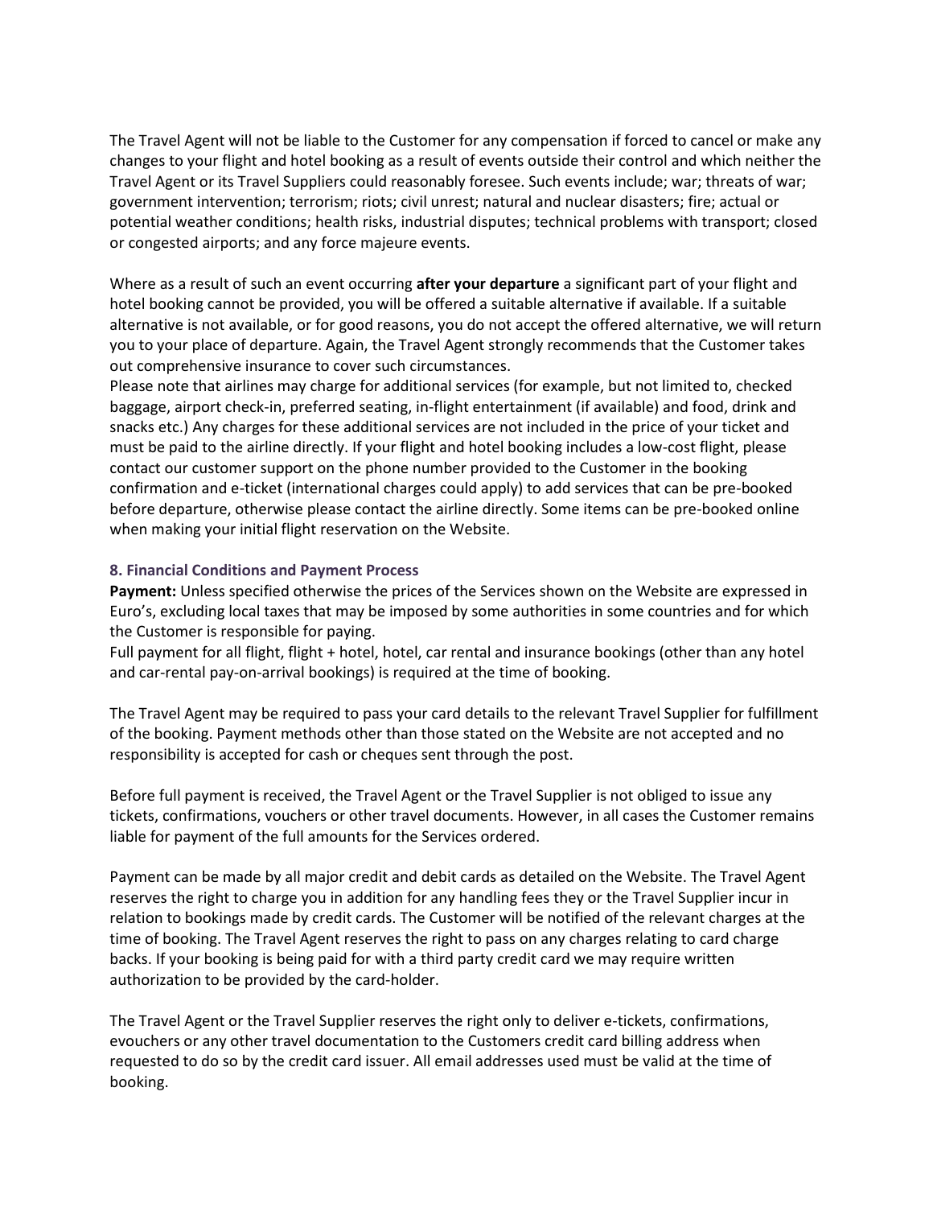The Travel Agent will not be liable to the Customer for any compensation if forced to cancel or make any changes to your flight and hotel booking as a result of events outside their control and which neither the Travel Agent or its Travel Suppliers could reasonably foresee. Such events include; war; threats of war; government intervention; terrorism; riots; civil unrest; natural and nuclear disasters; fire; actual or potential weather conditions; health risks, industrial disputes; technical problems with transport; closed or congested airports; and any force majeure events.

Where as a result of such an event occurring **after your departure** a significant part of your flight and hotel booking cannot be provided, you will be offered a suitable alternative if available. If a suitable alternative is not available, or for good reasons, you do not accept the offered alternative, we will return you to your place of departure. Again, the Travel Agent strongly recommends that the Customer takes out comprehensive insurance to cover such circumstances.
Please note that airlines may charge for additional services (for example, but not limited to, checked baggage, airport check-in, preferred seating, in-flight entertainment (if available) and food, drink and snacks etc.) Any charges for these additional services are not included in the price of your ticket and must be paid to the airline directly. If your flight and hotel booking includes a low-cost flight, please contact our customer support on the phone number provided to the Customer in the booking confirmation and e-ticket (international charges could apply) to add services that can be pre-booked before departure, otherwise please contact the airline directly. Some items can be pre-booked online when making your initial flight reservation on the Website.

### 8. Financial Conditions and Payment Process

**Payment:** Unless specified otherwise the prices of the Services shown on the Website are expressed in Euro's, excluding local taxes that may be imposed by some authorities in some countries and for which the Customer is responsible for paying.
Full payment for all flight, flight + hotel, hotel, car rental and insurance bookings (other than any hotel and car-rental pay-on-arrival bookings) is required at the time of booking.

The Travel Agent may be required to pass your card details to the relevant Travel Supplier for fulfillment of the booking. Payment methods other than those stated on the Website are not accepted and no responsibility is accepted for cash or cheques sent through the post.

Before full payment is received, the Travel Agent or the Travel Supplier is not obliged to issue any tickets, confirmations, vouchers or other travel documents. However, in all cases the Customer remains liable for payment of the full amounts for the Services ordered.

Payment can be made by all major credit and debit cards as detailed on the Website. The Travel Agent reserves the right to charge you in addition for any handling fees they or the Travel Supplier incur in relation to bookings made by credit cards. The Customer will be notified of the relevant charges at the time of booking. The Travel Agent reserves the right to pass on any charges relating to card charge backs. If your booking is being paid for with a third party credit card we may require written authorization to be provided by the card-holder.

The Travel Agent or the Travel Supplier reserves the right only to deliver e-tickets, confirmations, evouchers or any other travel documentation to the Customers credit card billing address when requested to do so by the credit card issuer. All email addresses used must be valid at the time of booking.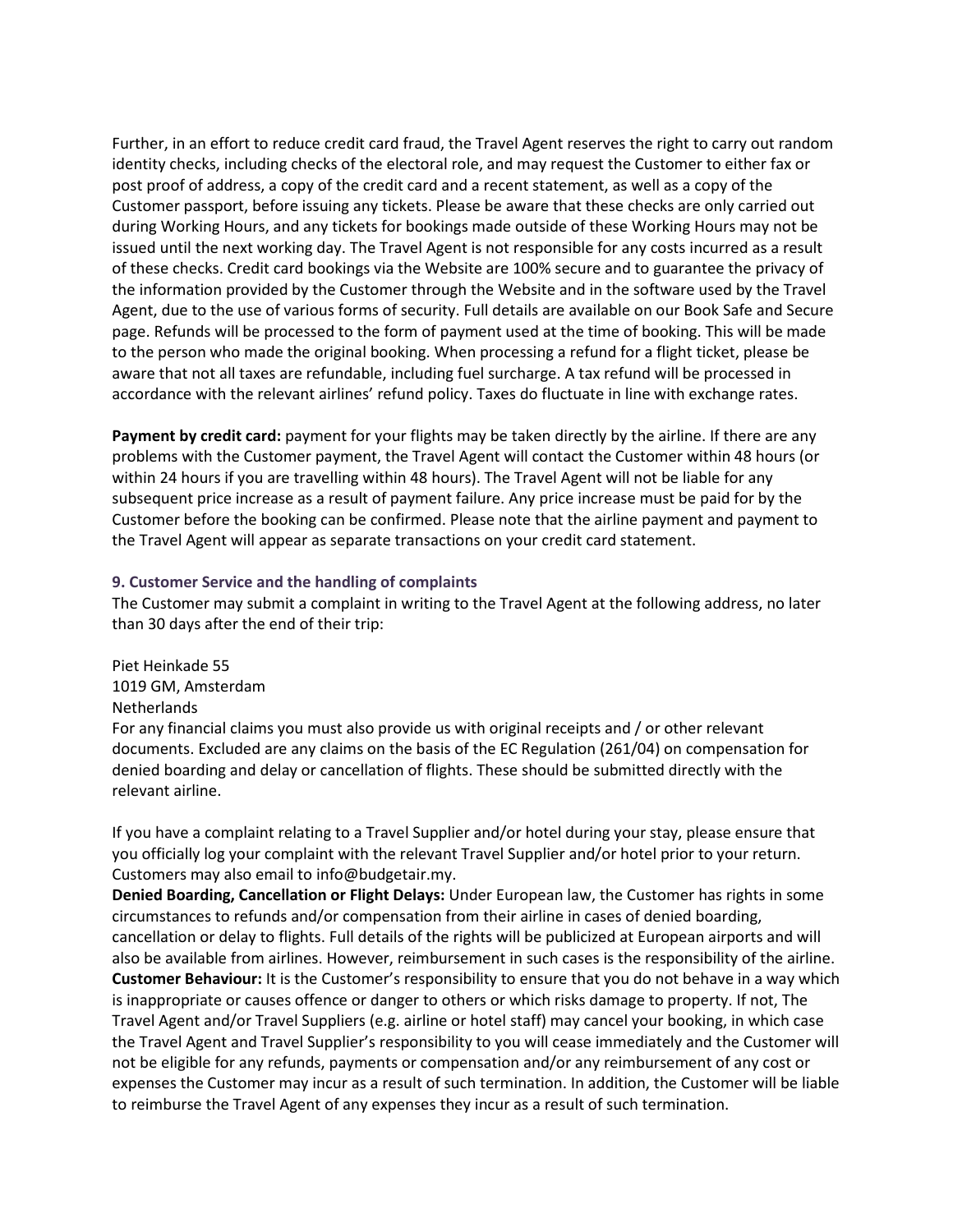Further, in an effort to reduce credit card fraud, the Travel Agent reserves the right to carry out random identity checks, including checks of the electoral role, and may request the Customer to either fax or post proof of address, a copy of the credit card and a recent statement, as well as a copy of the Customer passport, before issuing any tickets. Please be aware that these checks are only carried out during Working Hours, and any tickets for bookings made outside of these Working Hours may not be issued until the next working day. The Travel Agent is not responsible for any costs incurred as a result of these checks. Credit card bookings via the Website are 100% secure and to guarantee the privacy of the information provided by the Customer through the Website and in the software used by the Travel Agent, due to the use of various forms of security. Full details are available on our Book Safe and Secure page. Refunds will be processed to the form of payment used at the time of booking. This will be made to the person who made the original booking. When processing a refund for a flight ticket, please be aware that not all taxes are refundable, including fuel surcharge. A tax refund will be processed in accordance with the relevant airlines' refund policy. Taxes do fluctuate in line with exchange rates.

**Payment by credit card:** payment for your flights may be taken directly by the airline. If there are any problems with the Customer payment, the Travel Agent will contact the Customer within 48 hours (or within 24 hours if you are travelling within 48 hours). The Travel Agent will not be liable for any subsequent price increase as a result of payment failure. Any price increase must be paid for by the Customer before the booking can be confirmed. Please note that the airline payment and payment to the Travel Agent will appear as separate transactions on your credit card statement.

### 9. Customer Service and the handling of complaints

The Customer may submit a complaint in writing to the Travel Agent at the following address, no later than 30 days after the end of their trip:

Piet Heinkade 55
1019 GM, Amsterdam
Netherlands
For any financial claims you must also provide us with original receipts and / or other relevant documents. Excluded are any claims on the basis of the EC Regulation (261/04) on compensation for denied boarding and delay or cancellation of flights. These should be submitted directly with the relevant airline.

If you have a complaint relating to a Travel Supplier and/or hotel during your stay, please ensure that you officially log your complaint with the relevant Travel Supplier and/or hotel prior to your return. Customers may also email to info@budgetair.my.

**Denied Boarding, Cancellation or Flight Delays:** Under European law, the Customer has rights in some circumstances to refunds and/or compensation from their airline in cases of denied boarding, cancellation or delay to flights. Full details of the rights will be publicized at European airports and will also be available from airlines. However, reimbursement in such cases is the responsibility of the airline.

**Customer Behaviour:** It is the Customer's responsibility to ensure that you do not behave in a way which is inappropriate or causes offence or danger to others or which risks damage to property. If not, The Travel Agent and/or Travel Suppliers (e.g. airline or hotel staff) may cancel your booking, in which case the Travel Agent and Travel Supplier's responsibility to you will cease immediately and the Customer will not be eligible for any refunds, payments or compensation and/or any reimbursement of any cost or expenses the Customer may incur as a result of such termination. In addition, the Customer will be liable to reimburse the Travel Agent of any expenses they incur as a result of such termination.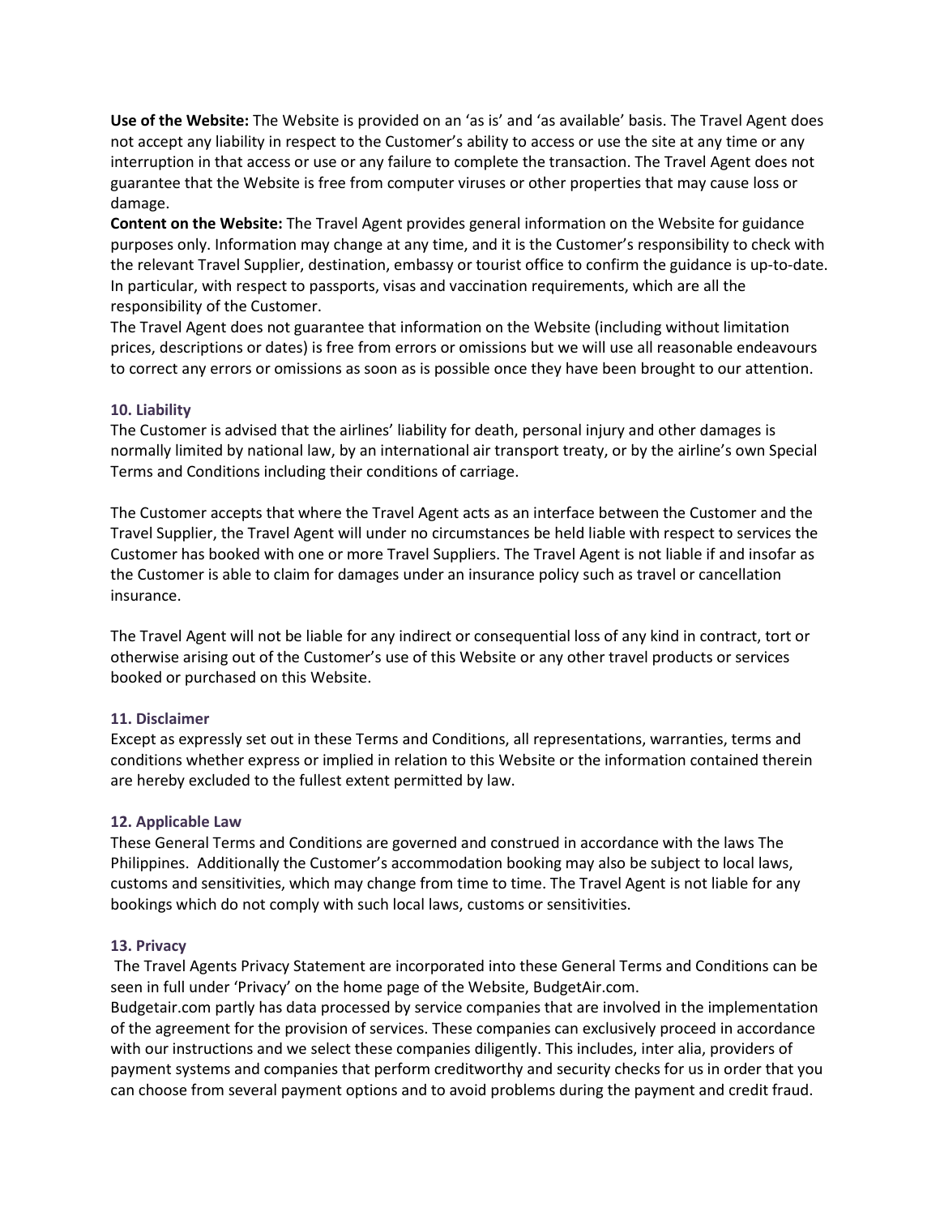**Use of the Website:** The Website is provided on an 'as is' and 'as available' basis. The Travel Agent does not accept any liability in respect to the Customer's ability to access or use the site at any time or any interruption in that access or use or any failure to complete the transaction. The Travel Agent does not guarantee that the Website is free from computer viruses or other properties that may cause loss or damage.

**Content on the Website:** The Travel Agent provides general information on the Website for guidance purposes only. Information may change at any time, and it is the Customer's responsibility to check with the relevant Travel Supplier, destination, embassy or tourist office to confirm the guidance is up-to-date. In particular, with respect to passports, visas and vaccination requirements, which are all the responsibility of the Customer.

The Travel Agent does not guarantee that information on the Website (including without limitation prices, descriptions or dates) is free from errors or omissions but we will use all reasonable endeavours to correct any errors or omissions as soon as is possible once they have been brought to our attention.

### 10. Liability

The Customer is advised that the airlines' liability for death, personal injury and other damages is normally limited by national law, by an international air transport treaty, or by the airline's own Special Terms and Conditions including their conditions of carriage.

The Customer accepts that where the Travel Agent acts as an interface between the Customer and the Travel Supplier, the Travel Agent will under no circumstances be held liable with respect to services the Customer has booked with one or more Travel Suppliers. The Travel Agent is not liable if and insofar as the Customer is able to claim for damages under an insurance policy such as travel or cancellation insurance.

The Travel Agent will not be liable for any indirect or consequential loss of any kind in contract, tort or otherwise arising out of the Customer's use of this Website or any other travel products or services booked or purchased on this Website.

### 11. Disclaimer

Except as expressly set out in these Terms and Conditions, all representations, warranties, terms and conditions whether express or implied in relation to this Website or the information contained therein are hereby excluded to the fullest extent permitted by law.

### 12. Applicable Law

These General Terms and Conditions are governed and construed in accordance with the laws The Philippines. Additionally the Customer's accommodation booking may also be subject to local laws, customs and sensitivities, which may change from time to time. The Travel Agent is not liable for any bookings which do not comply with such local laws, customs or sensitivities.

### 13. Privacy

The Travel Agents Privacy Statement are incorporated into these General Terms and Conditions can be seen in full under 'Privacy' on the home page of the Website, BudgetAir.com.

Budgetair.com partly has data processed by service companies that are involved in the implementation of the agreement for the provision of services. These companies can exclusively proceed in accordance with our instructions and we select these companies diligently. This includes, inter alia, providers of payment systems and companies that perform creditworthy and security checks for us in order that you can choose from several payment options and to avoid problems during the payment and credit fraud.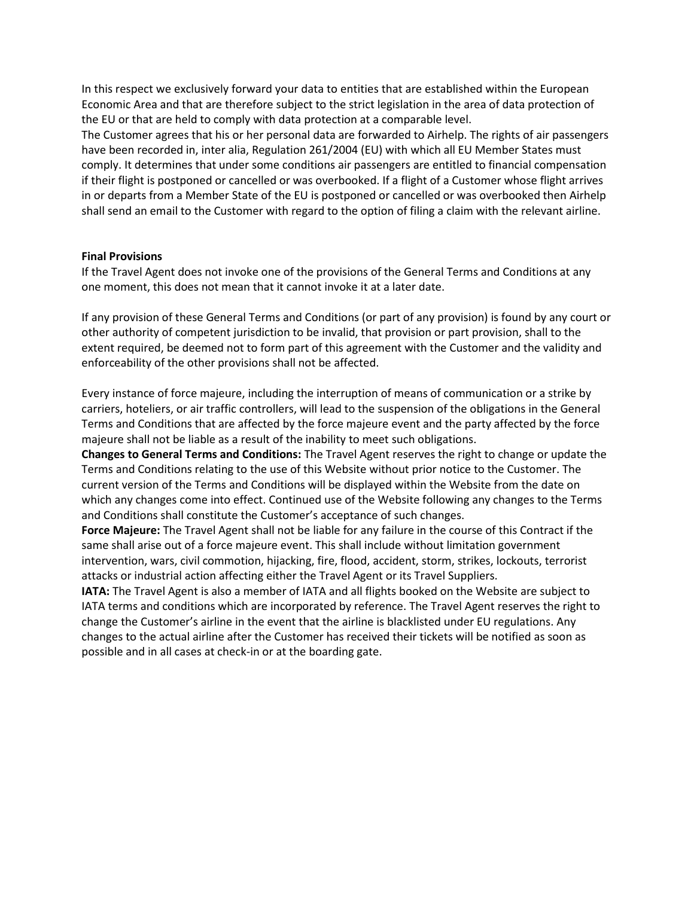In this respect we exclusively forward your data to entities that are established within the European Economic Area and that are therefore subject to the strict legislation in the area of data protection of the EU or that are held to comply with data protection at a comparable level.
The Customer agrees that his or her personal data are forwarded to Airhelp. The rights of air passengers have been recorded in, inter alia, Regulation 261/2004 (EU) with which all EU Member States must comply. It determines that under some conditions air passengers are entitled to financial compensation if their flight is postponed or cancelled or was overbooked. If a flight of a Customer whose flight arrives in or departs from a Member State of the EU is postponed or cancelled or was overbooked then Airhelp shall send an email to the Customer with regard to the option of filing a claim with the relevant airline.

**Final Provisions**

If the Travel Agent does not invoke one of the provisions of the General Terms and Conditions at any one moment, this does not mean that it cannot invoke it at a later date.

If any provision of these General Terms and Conditions (or part of any provision) is found by any court or other authority of competent jurisdiction to be invalid, that provision or part provision, shall to the extent required, be deemed not to form part of this agreement with the Customer and the validity and enforceability of the other provisions shall not be affected.

Every instance of force majeure, including the interruption of means of communication or a strike by carriers, hoteliers, or air traffic controllers, will lead to the suspension of the obligations in the General Terms and Conditions that are affected by the force majeure event and the party affected by the force majeure shall not be liable as a result of the inability to meet such obligations.
**Changes to General Terms and Conditions:** The Travel Agent reserves the right to change or update the Terms and Conditions relating to the use of this Website without prior notice to the Customer. The current version of the Terms and Conditions will be displayed within the Website from the date on which any changes come into effect. Continued use of the Website following any changes to the Terms and Conditions shall constitute the Customer's acceptance of such changes.
**Force Majeure:** The Travel Agent shall not be liable for any failure in the course of this Contract if the same shall arise out of a force majeure event. This shall include without limitation government intervention, wars, civil commotion, hijacking, fire, flood, accident, storm, strikes, lockouts, terrorist attacks or industrial action affecting either the Travel Agent or its Travel Suppliers.
**IATA:** The Travel Agent is also a member of IATA and all flights booked on the Website are subject to IATA terms and conditions which are incorporated by reference. The Travel Agent reserves the right to change the Customer's airline in the event that the airline is blacklisted under EU regulations. Any changes to the actual airline after the Customer has received their tickets will be notified as soon as possible and in all cases at check-in or at the boarding gate.